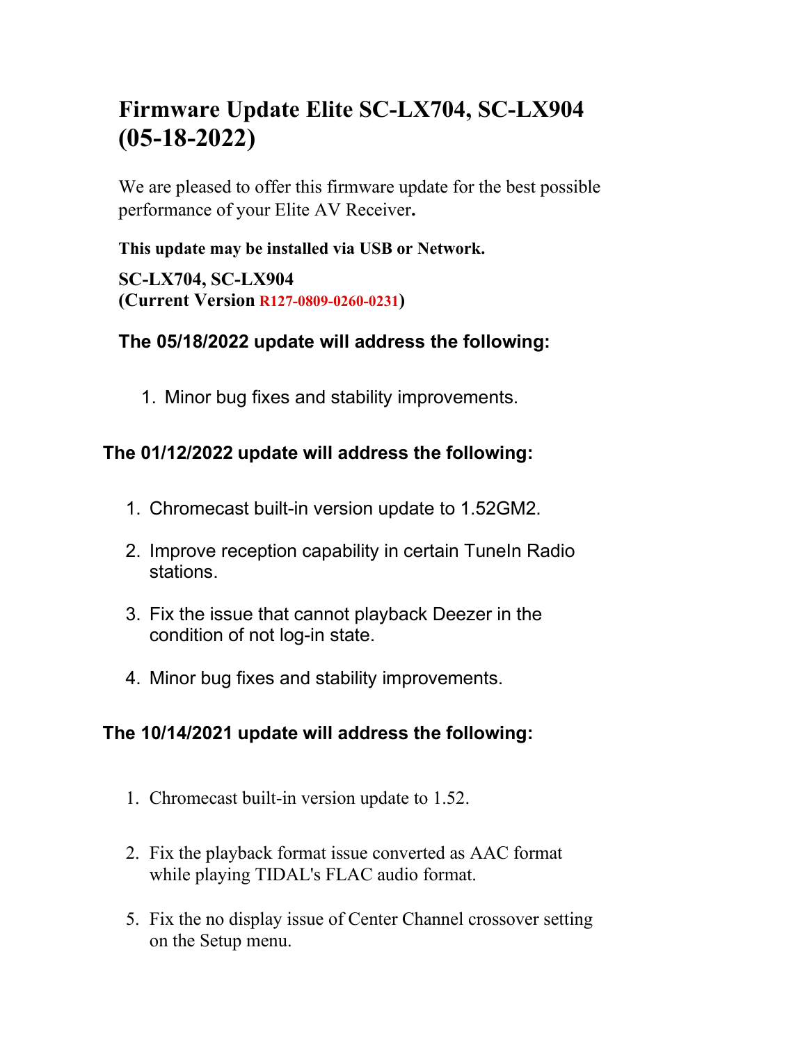# Firmware Update Elite SC-LX704, SC-LX904 (05-18-2022)

We are pleased to offer this firmware update for the best possible performance of your Elite AV Receiver**.**

**This update may be installed via USB or Network.**

**SC-LX704, SC-LX904**
**(Current Version R127-0809-0260-0231)**

## The 05/18/2022 update will address the following:

1. Minor bug fixes and stability improvements.

## The 01/12/2022 update will address the following:

1. Chromecast built-in version update to 1.52GM2.
2. Improve reception capability in certain TuneIn Radio stations.
3. Fix the issue that cannot playback Deezer in the condition of not log-in state.
4. Minor bug fixes and stability improvements.

## The 10/14/2021 update will address the following:

1. Chromecast built-in version update to 1.52.
2. Fix the playback format issue converted as AAC format while playing TIDAL's FLAC audio format.

5. Fix the no display issue of Center Channel crossover setting on the Setup menu.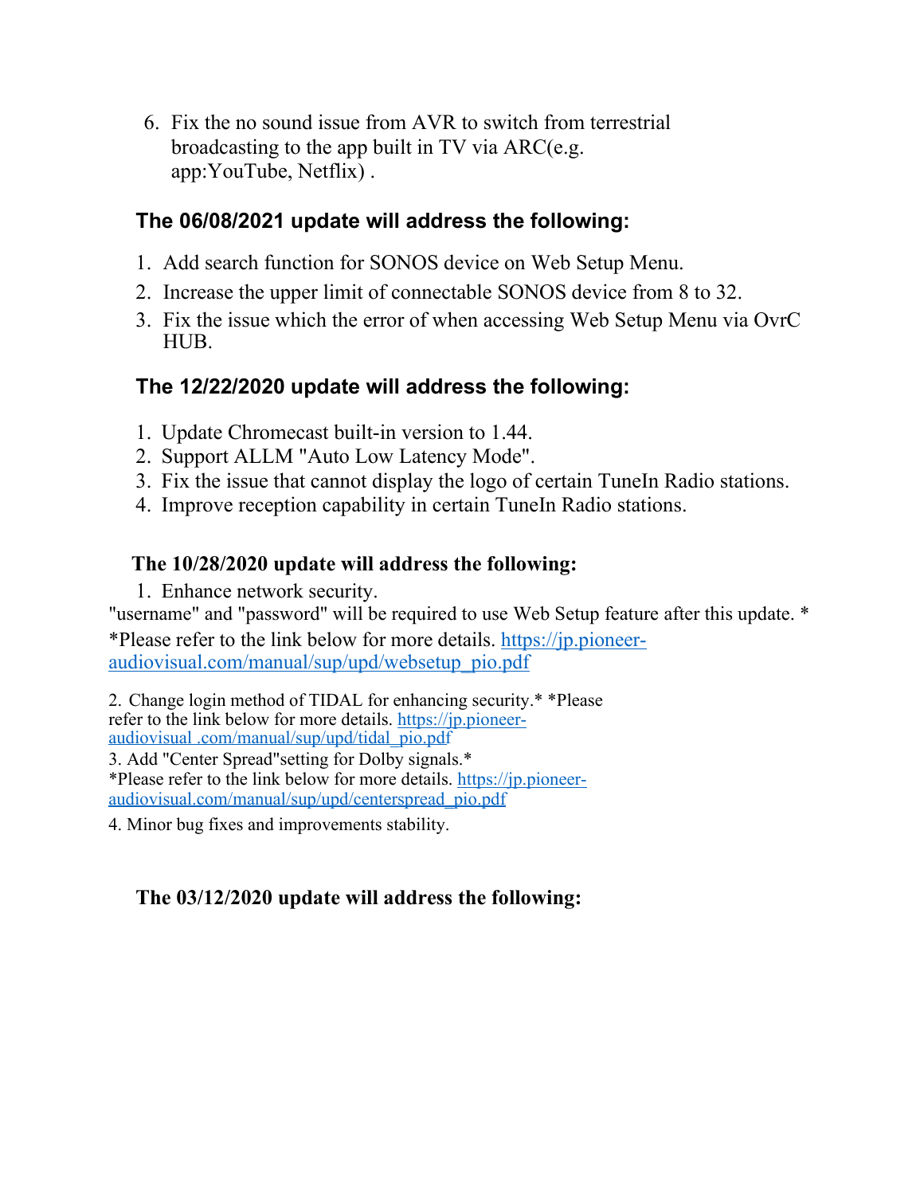6. Fix the no sound issue from AVR to switch from terrestrial broadcasting to the app built in TV via ARC(e.g. app:YouTube, Netflix) .

### The 06/08/2021 update will address the following:

1. Add search function for SONOS device on Web Setup Menu.
2. Increase the upper limit of connectable SONOS device from 8 to 32.
3. Fix the issue which the error of when accessing Web Setup Menu via OvrC HUB.

### The 12/22/2020 update will address the following:

1. Update Chromecast built-in version to 1.44.
2. Support ALLM "Auto Low Latency Mode".
3. Fix the issue that cannot display the logo of certain TuneIn Radio stations.
4. Improve reception capability in certain TuneIn Radio stations.

### The 10/28/2020 update will address the following:

1. Enhance network security.

"username" and "password" will be required to use Web Setup feature after this update. *

*Please refer to the link below for more details. https://jp.pioneer-audiovisual.com/manual/sup/upd/websetup_pio.pdf

2. Change login method of TIDAL for enhancing security.* *Please refer to the link below for more details. https://jp.pioneer-audiovisual .com/manual/sup/upd/tidal_pio.pdf
3. Add "Center Spread"setting for Dolby signals.*
*Please refer to the link below for more details. https://jp.pioneer-audiovisual.com/manual/sup/upd/centerspread_pio.pdf
4. Minor bug fixes and improvements stability.

### The 03/12/2020 update will address the following: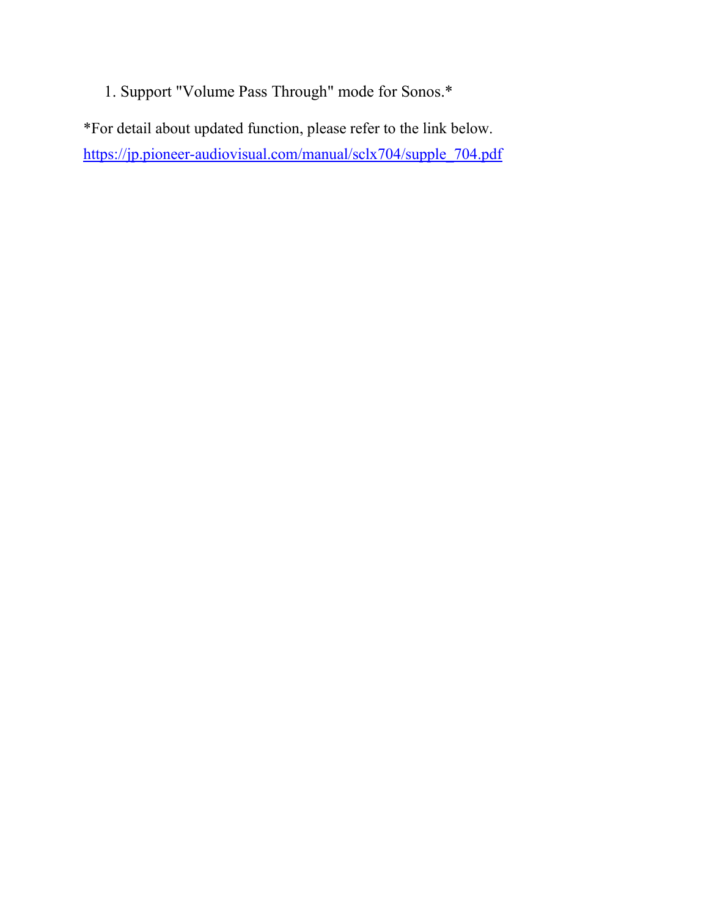1. Support "Volume Pass Through" mode for Sonos.*

*For detail about updated function, please refer to the link below.
https://jp.pioneer-audiovisual.com/manual/sclx704/supple_704.pdf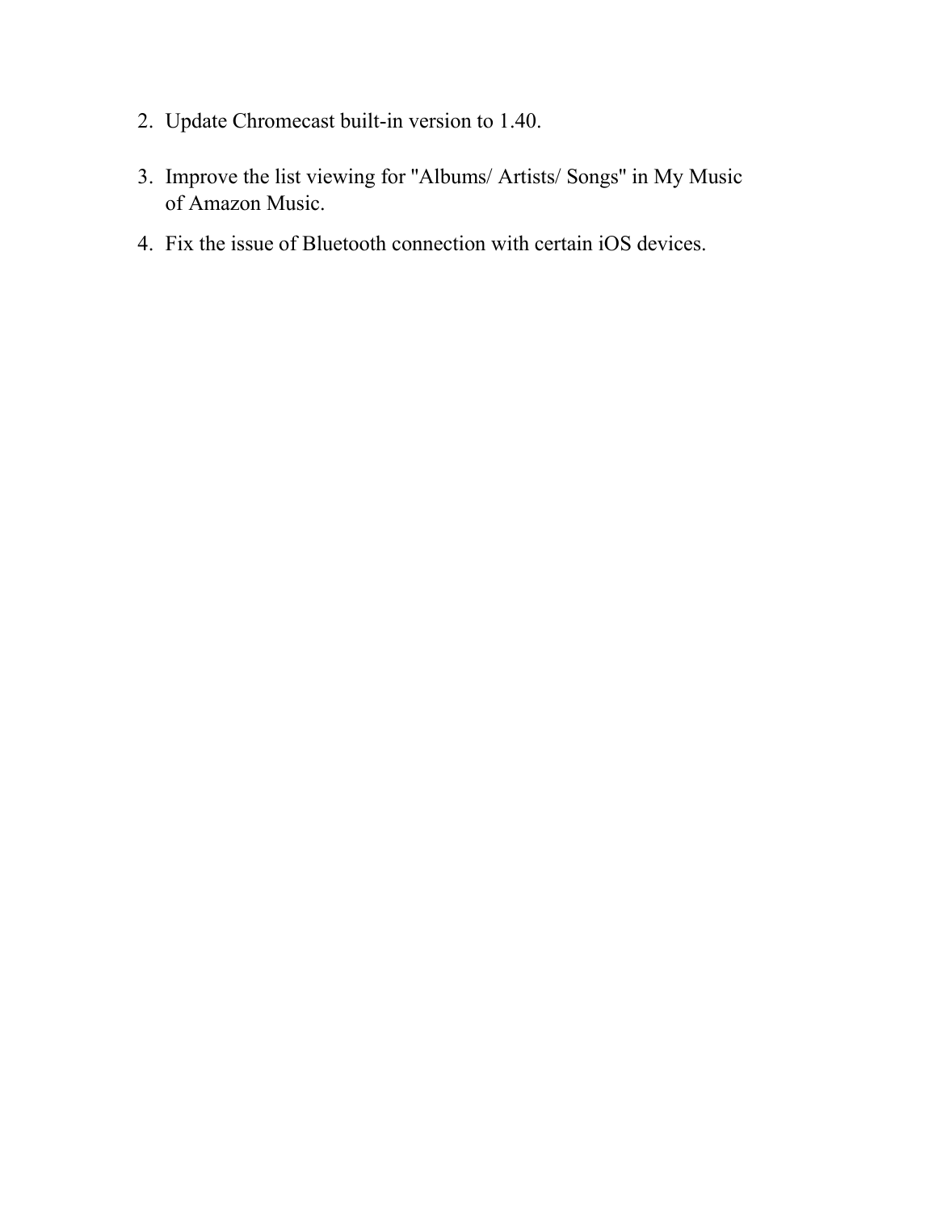2. Update Chromecast built-in version to 1.40.

3. Improve the list viewing for "Albums/ Artists/ Songs" in My Music of Amazon Music.

4. Fix the issue of Bluetooth connection with certain iOS devices.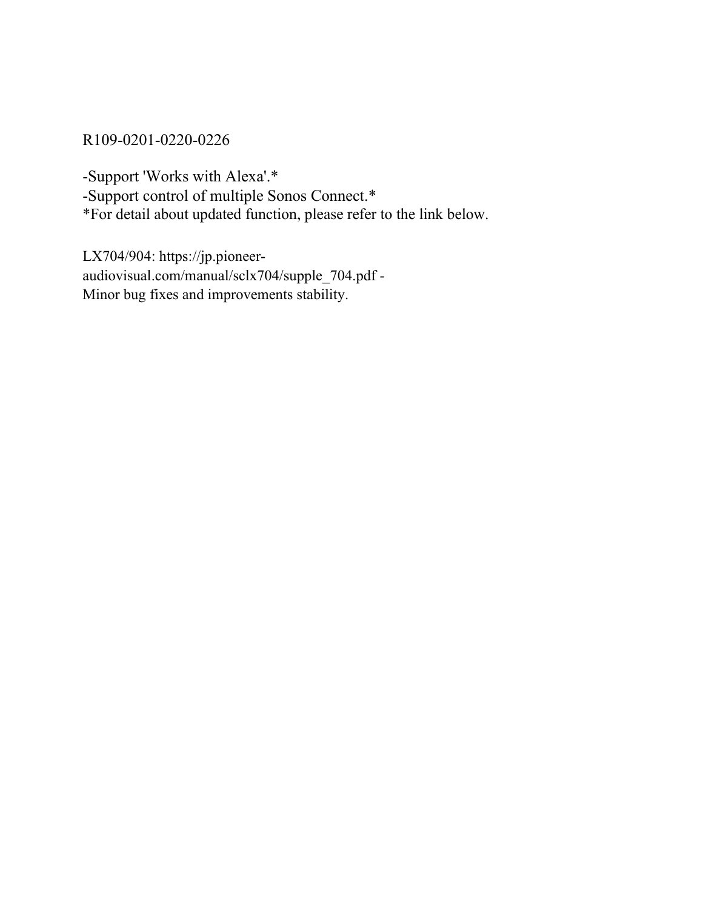R109-0201-0220-0226

-Support 'Works with Alexa'.*
-Support control of multiple Sonos Connect.*
*For detail about updated function, please refer to the link below.

LX704/904: https://jp.pioneer-audiovisual.com/manual/sclx704/supple_704.pdf -
Minor bug fixes and improvements stability.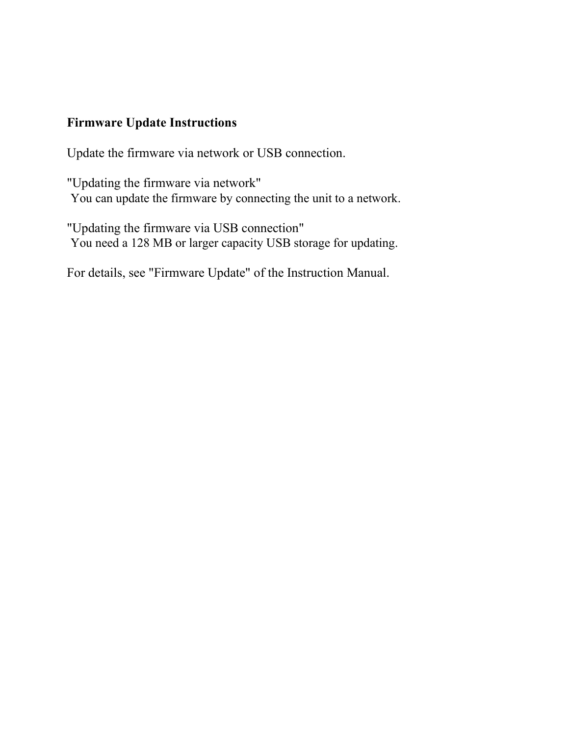**Firmware Update Instructions**

Update the firmware via network or USB connection.

"Updating the firmware via network"
You can update the firmware by connecting the unit to a network.

"Updating the firmware via USB connection"
You need a 128 MB or larger capacity USB storage for updating.

For details, see "Firmware Update" of the Instruction Manual.